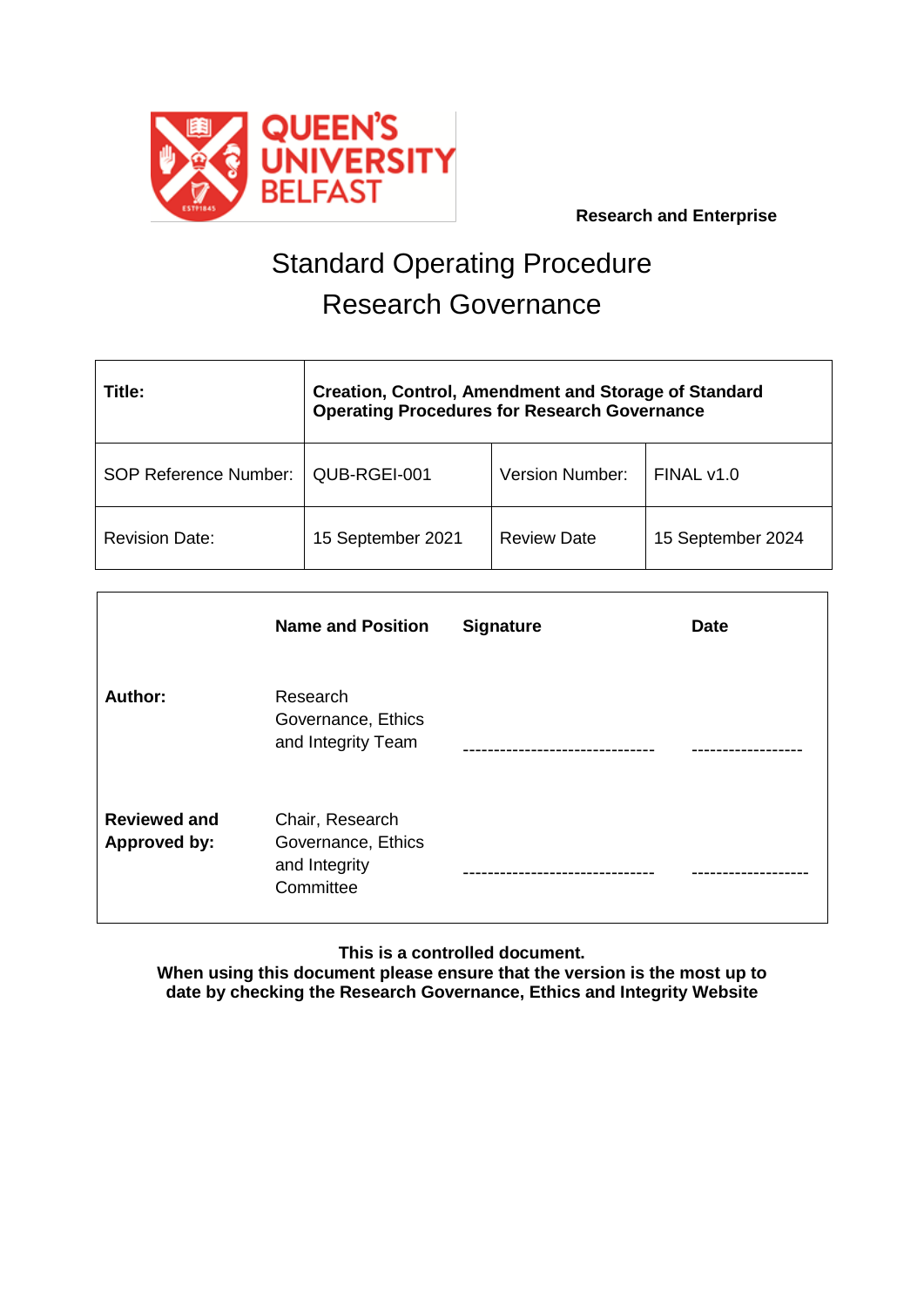QUEEN'S UNIVERSITY BELFAST

**Research and Enterprise**

# Standard Operating Procedure
# Research Governance

| **Title:** | **Creation, Control, Amendment and Storage of Standard Operating Procedures for Research Governance** | | |
|---|---|---|---|
| SOP Reference Number: | QUB-RGEI-001 | Version Number: | FINAL v1.0 |
| Revision Date: | 15 September 2021 | Review Date | 15 September 2024 |

| | **Name and Position** | **Signature** | **Date** |
|---|---|---|---|
| **Author:** | Research Governance, Ethics and Integrity Team | ------------------------------- | ------------------ |
| **Reviewed and Approved by:** | Chair, Research Governance, Ethics and Integrity Committee | ------------------------------- | ------------------- |

**This is a controlled document.**
**When using this document please ensure that the version is the most up to date by checking the Research Governance, Ethics and Integrity Website**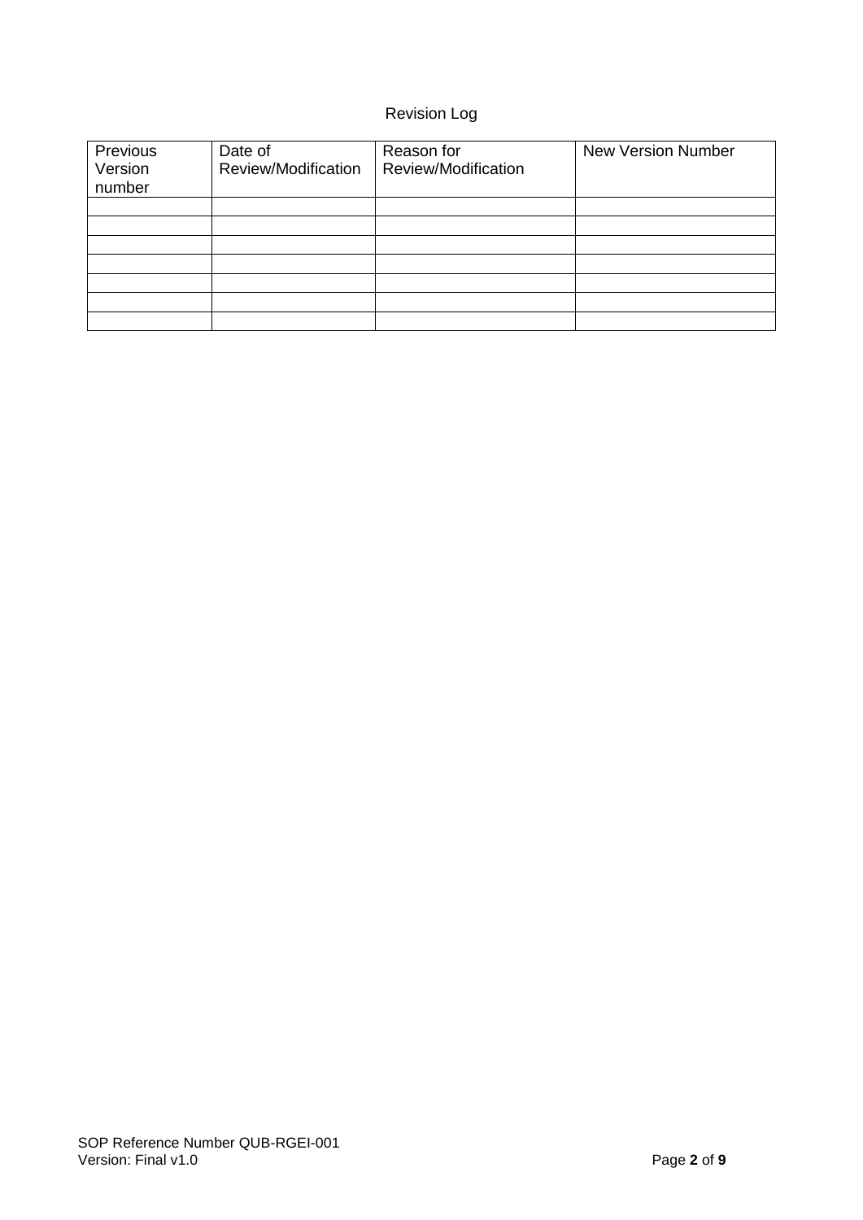Revision Log

| Previous Version number | Date of Review/Modification | Reason for Review/Modification | New Version Number |
|---|---|---|---|
| | | | |
| | | | |
| | | | |
| | | | |
| | | | |
| | | | |
| | | | |

SOP Reference Number QUB-RGEI-001
Version: Final v1.0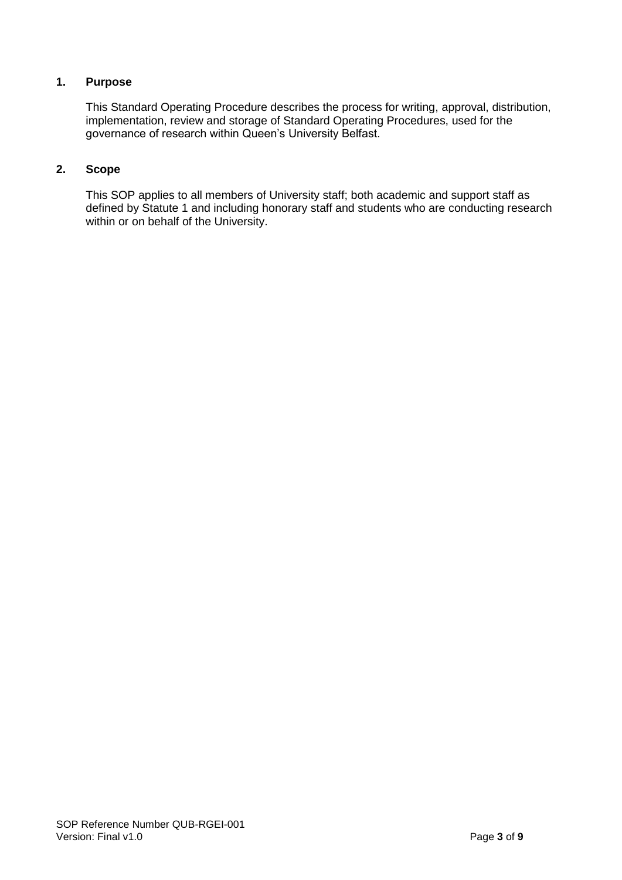## 1. Purpose

This Standard Operating Procedure describes the process for writing, approval, distribution, implementation, review and storage of Standard Operating Procedures, used for the governance of research within Queen's University Belfast.

## 2. Scope

This SOP applies to all members of University staff; both academic and support staff as defined by Statute 1 and including honorary staff and students who are conducting research within or on behalf of the University.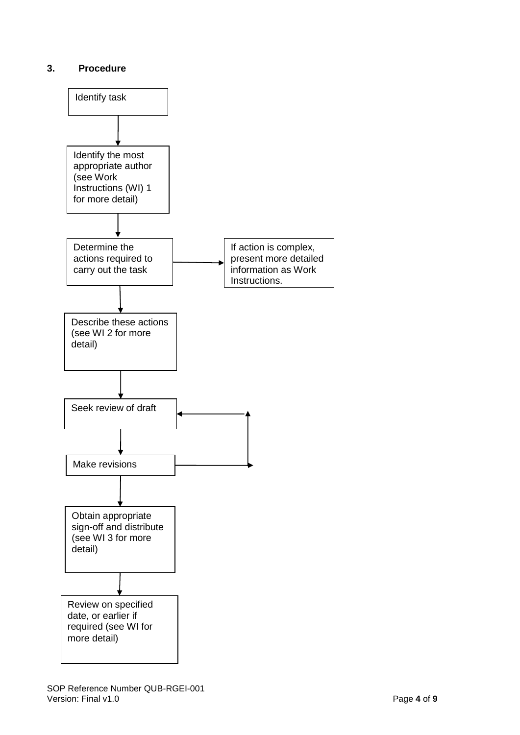## 3. Procedure

Identify task

↓

Identify the most appropriate author (see Work Instructions (WI) 1 for more detail)

↓

Determine the actions required to carry out the task → If action is complex, present more detailed information as Work Instructions.

↓

Describe these actions (see WI 2 for more detail)

↓

Seek review of draft

↓

Make revisions (→ loops back to "Seek review of draft")

↓

Obtain appropriate sign-off and distribute (see WI 3 for more detail)

↓

Review on specified date, or earlier if required (see WI for more detail)

SOP Reference Number QUB-RGEI-001
Version: Final v1.0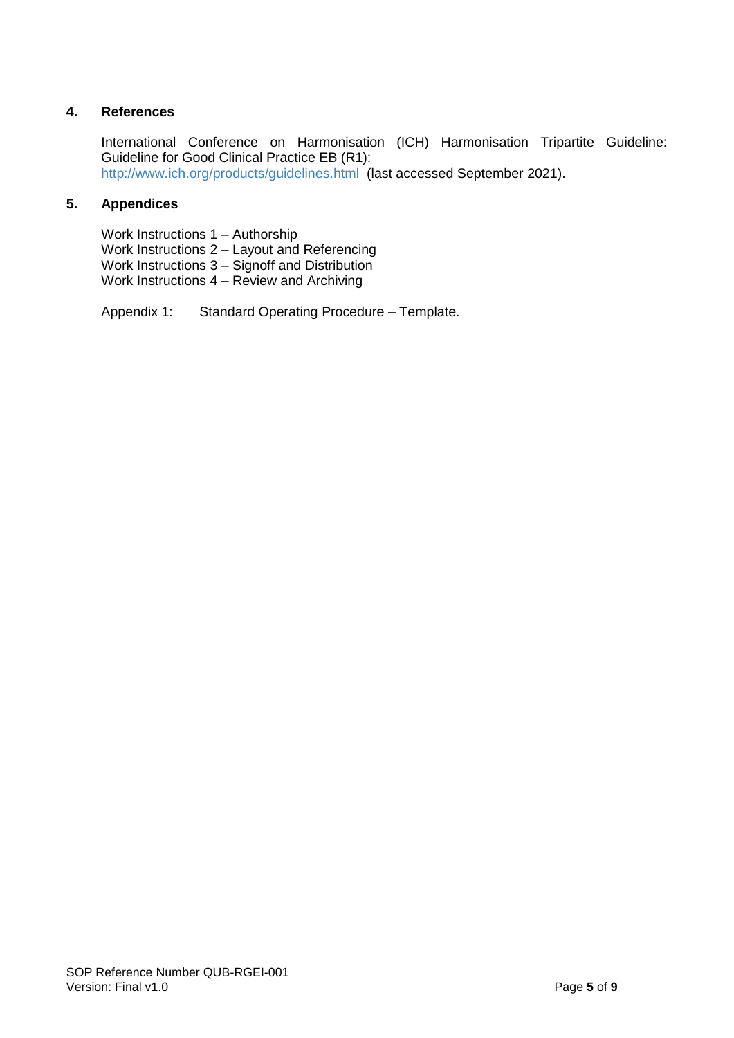## 4. References

International Conference on Harmonisation (ICH) Harmonisation Tripartite Guideline: Guideline for Good Clinical Practice EB (R1): http://www.ich.org/products/guidelines.html (last accessed September 2021).

## 5. Appendices

Work Instructions 1 – Authorship
Work Instructions 2 – Layout and Referencing
Work Instructions 3 – Signoff and Distribution
Work Instructions 4 – Review and Archiving

Appendix 1: Standard Operating Procedure – Template.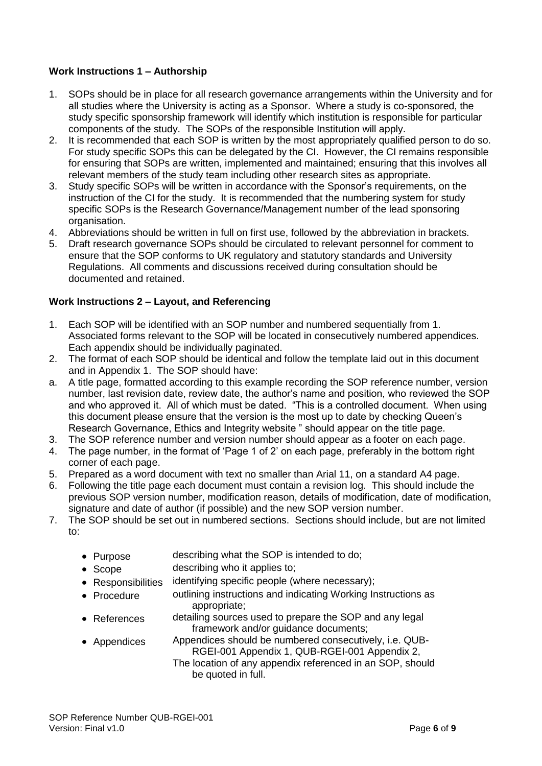**Work Instructions 1 – Authorship**

1. SOPs should be in place for all research governance arrangements within the University and for all studies where the University is acting as a Sponsor. Where a study is co-sponsored, the study specific sponsorship framework will identify which institution is responsible for particular components of the study. The SOPs of the responsible Institution will apply.
2. It is recommended that each SOP is written by the most appropriately qualified person to do so. For study specific SOPs this can be delegated by the CI. However, the CI remains responsible for ensuring that SOPs are written, implemented and maintained; ensuring that this involves all relevant members of the study team including other research sites as appropriate.
3. Study specific SOPs will be written in accordance with the Sponsor's requirements, on the instruction of the CI for the study. It is recommended that the numbering system for study specific SOPs is the Research Governance/Management number of the lead sponsoring organisation.
4. Abbreviations should be written in full on first use, followed by the abbreviation in brackets.
5. Draft research governance SOPs should be circulated to relevant personnel for comment to ensure that the SOP conforms to UK regulatory and statutory standards and University Regulations. All comments and discussions received during consultation should be documented and retained.

**Work Instructions 2 – Layout, and Referencing**

1. Each SOP will be identified with an SOP number and numbered sequentially from 1. Associated forms relevant to the SOP will be located in consecutively numbered appendices. Each appendix should be individually paginated.
2. The format of each SOP should be identical and follow the template laid out in this document and in Appendix 1. The SOP should have:

a. A title page, formatted according to this example recording the SOP reference number, version number, last revision date, review date, the author's name and position, who reviewed the SOP and who approved it. All of which must be dated. "This is a controlled document. When using this document please ensure that the version is the most up to date by checking Queen's Research Governance, Ethics and Integrity website " should appear on the title page.

3. The SOP reference number and version number should appear as a footer on each page.
4. The page number, in the format of 'Page 1 of 2' on each page, preferably in the bottom right corner of each page.
5. Prepared as a word document with text no smaller than Arial 11, on a standard A4 page.
6. Following the title page each document must contain a revision log. This should include the previous SOP version number, modification reason, details of modification, date of modification, signature and date of author (if possible) and the new SOP version number.
7. The SOP should be set out in numbered sections. Sections should include, but are not limited to:

   - Purpose — describing what the SOP is intended to do;
   - Scope — describing who it applies to;
   - Responsibilities — identifying specific people (where necessary);
   - Procedure — outlining instructions and indicating Working Instructions as appropriate;
   - References — detailing sources used to prepare the SOP and any legal framework and/or guidance documents;
   - Appendices — Appendices should be numbered consecutively, i.e. QUB-RGEI-001 Appendix 1, QUB-RGEI-001 Appendix 2,
     The location of any appendix referenced in an SOP, should be quoted in full.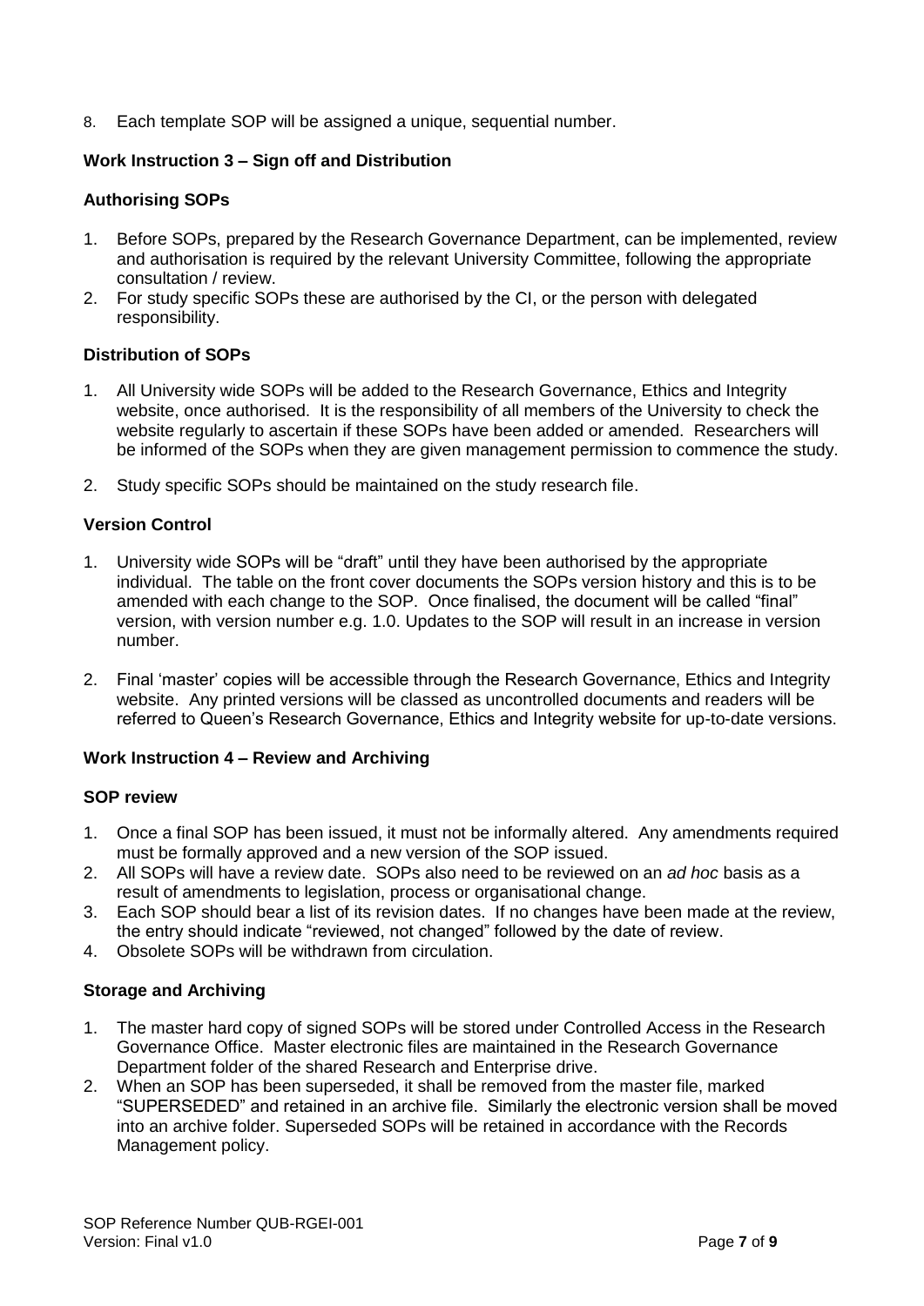8. Each template SOP will be assigned a unique, sequential number.

## Work Instruction 3 – Sign off and Distribution

### Authorising SOPs

1. Before SOPs, prepared by the Research Governance Department, can be implemented, review and authorisation is required by the relevant University Committee, following the appropriate consultation / review.
2. For study specific SOPs these are authorised by the CI, or the person with delegated responsibility.

### Distribution of SOPs

1. All University wide SOPs will be added to the Research Governance, Ethics and Integrity website, once authorised. It is the responsibility of all members of the University to check the website regularly to ascertain if these SOPs have been added or amended. Researchers will be informed of the SOPs when they are given management permission to commence the study.

2. Study specific SOPs should be maintained on the study research file.

### Version Control

1. University wide SOPs will be "draft" until they have been authorised by the appropriate individual. The table on the front cover documents the SOPs version history and this is to be amended with each change to the SOP. Once finalised, the document will be called "final" version, with version number e.g. 1.0. Updates to the SOP will result in an increase in version number.

2. Final 'master' copies will be accessible through the Research Governance, Ethics and Integrity website. Any printed versions will be classed as uncontrolled documents and readers will be referred to Queen's Research Governance, Ethics and Integrity website for up-to-date versions.

## Work Instruction 4 – Review and Archiving

### SOP review

1. Once a final SOP has been issued, it must not be informally altered. Any amendments required must be formally approved and a new version of the SOP issued.
2. All SOPs will have a review date. SOPs also need to be reviewed on an *ad hoc* basis as a result of amendments to legislation, process or organisational change.
3. Each SOP should bear a list of its revision dates. If no changes have been made at the review, the entry should indicate "reviewed, not changed" followed by the date of review.
4. Obsolete SOPs will be withdrawn from circulation.

### Storage and Archiving

1. The master hard copy of signed SOPs will be stored under Controlled Access in the Research Governance Office. Master electronic files are maintained in the Research Governance Department folder of the shared Research and Enterprise drive.
2. When an SOP has been superseded, it shall be removed from the master file, marked "SUPERSEDED" and retained in an archive file. Similarly the electronic version shall be moved into an archive folder. Superseded SOPs will be retained in accordance with the Records Management policy.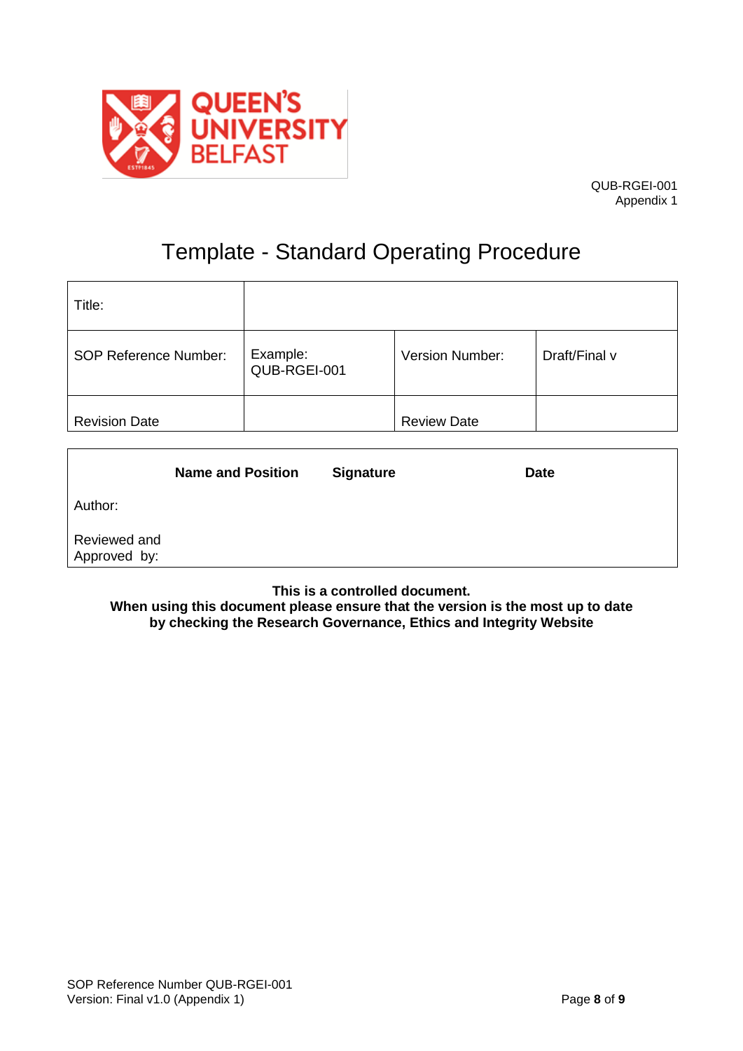QUB-RGEI-001
Appendix 1

# Template - Standard Operating Procedure

| Title: | | | |
|---|---|---|---|
| SOP Reference Number: | Example: QUB-RGEI-001 | Version Number: | Draft/Final v |
| Revision Date | | Review Date | |

| | Name and Position | Signature | Date |
|---|---|---|---|
| Author: | | | |
| Reviewed and Approved by: | | | |

**This is a controlled document.**
**When using this document please ensure that the version is the most up to date by checking the Research Governance, Ethics and Integrity Website**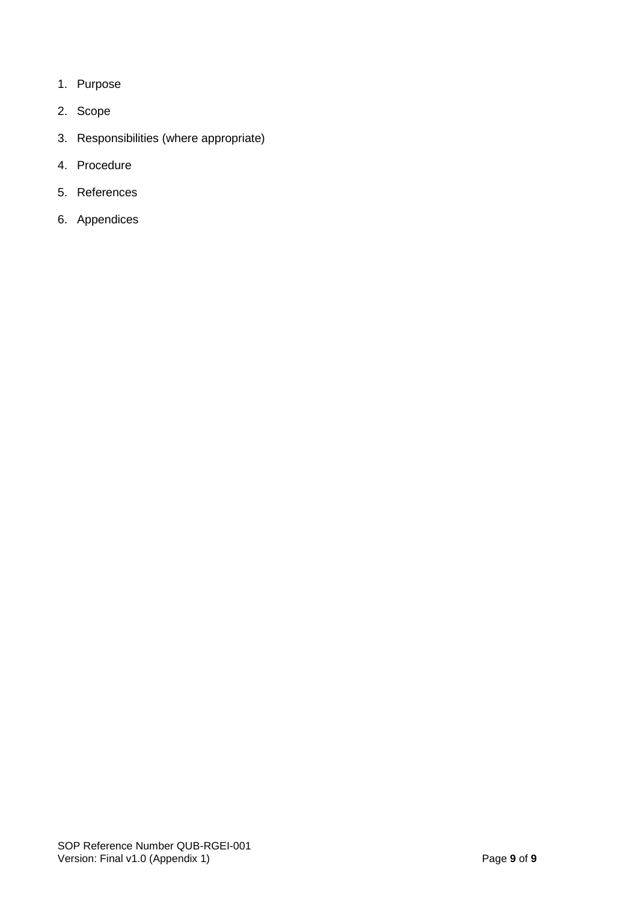1. Purpose
2. Scope
3. Responsibilities (where appropriate)
4. Procedure
5. References
6. Appendices